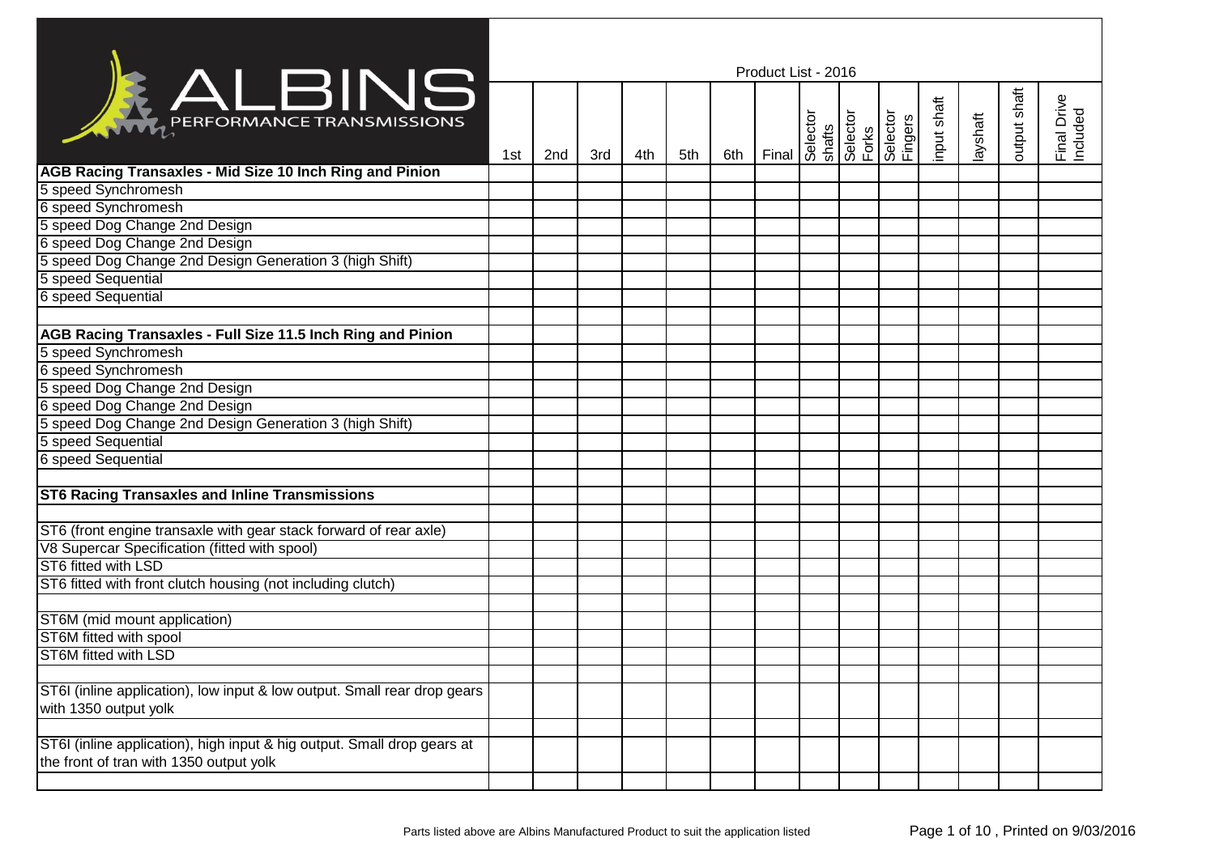# ALBINS PERFORMANCE TRANSMISSIONS

Product List - 2016

| | 1st | 2nd | 3rd | 4th | 5th | 6th | Final | Selector shafts | Selector Forks | Selector Fingers | input shaft | layshaft | output shaft | Final Drive Included |
|---|---|---|---|---|---|---|---|---|---|---|---|---|---|---|
| **AGB Racing Transaxles - Mid Size 10 Inch Ring and Pinion** | | | | | | | | | | | | | | |
| 5 speed Synchromesh | | | | | | | | | | | | | | |
| 6 speed Synchromesh | | | | | | | | | | | | | | |
| 5 speed Dog Change 2nd Design | | | | | | | | | | | | | | |
| 6 speed Dog Change 2nd Design | | | | | | | | | | | | | | |
| 5 speed Dog Change 2nd Design Generation 3 (high Shift) | | | | | | | | | | | | | | |
| 5 speed Sequential | | | | | | | | | | | | | | |
| 6 speed Sequential | | | | | | | | | | | | | | |
| | | | | | | | | | | | | | | |
| **AGB Racing Transaxles - Full Size 11.5 Inch Ring and Pinion** | | | | | | | | | | | | | | |
| 5 speed Synchromesh | | | | | | | | | | | | | | |
| 6 speed Synchromesh | | | | | | | | | | | | | | |
| 5 speed Dog Change 2nd Design | | | | | | | | | | | | | | |
| 6 speed Dog Change 2nd Design | | | | | | | | | | | | | | |
| 5 speed Dog Change 2nd Design Generation 3 (high Shift) | | | | | | | | | | | | | | |
| 5 speed Sequential | | | | | | | | | | | | | | |
| 6 speed Sequential | | | | | | | | | | | | | | |
| | | | | | | | | | | | | | | |
| **ST6 Racing Transaxles and Inline Transmissions** | | | | | | | | | | | | | | |
| | | | | | | | | | | | | | | |
| ST6 (front engine transaxle with gear stack forward of rear axle) | | | | | | | | | | | | | | |
| V8 Supercar Specification (fitted with spool) | | | | | | | | | | | | | | |
| ST6 fitted with LSD | | | | | | | | | | | | | | |
| ST6 fitted with front clutch housing (not including clutch) | | | | | | | | | | | | | | |
| | | | | | | | | | | | | | | |
| ST6M (mid mount application) | | | | | | | | | | | | | | |
| ST6M fitted with spool | | | | | | | | | | | | | | |
| ST6M fitted with LSD | | | | | | | | | | | | | | |
| | | | | | | | | | | | | | | |
| ST6I (inline application), low input & low output. Small rear drop gears with 1350 output yolk | | | | | | | | | | | | | | |
| | | | | | | | | | | | | | | |
| ST6I (inline application), high input & hig output. Small drop gears at the front of tran with 1350 output yolk | | | | | | | | | | | | | | |
| | | | | | | | | | | | | | | |

Parts listed above are Albins Manufactured Product to suit the application listed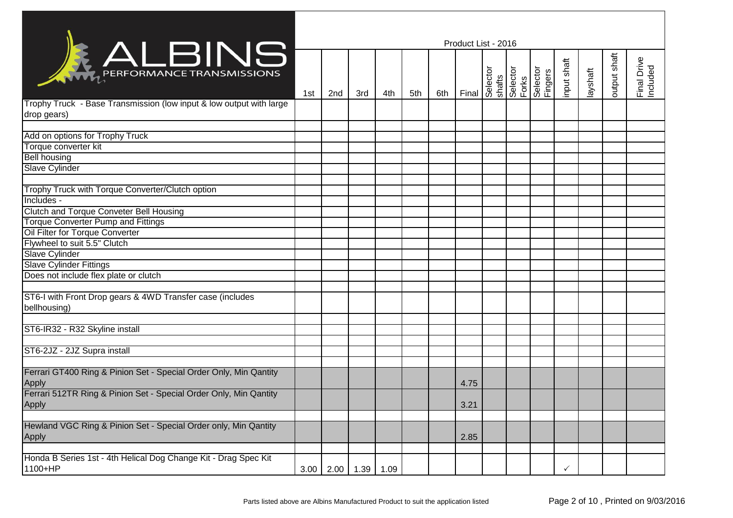# ALBINS PERFORMANCE TRANSMISSIONS

Product List - 2016

| | 1st | 2nd | 3rd | 4th | 5th | 6th | Final | Selector shafts | Selector Forks | Selector Fingers | input shaft | layshaft | output shaft | Final Drive Included |
|---|---|---|---|---|---|---|---|---|---|---|---|---|---|---|
| Trophy Truck - Base Transmission (low input & low output with large drop gears) | | | | | | | | | | | | | | |
| | | | | | | | | | | | | | | |
| Add on options for Trophy Truck | | | | | | | | | | | | | | |
| Torque converter kit | | | | | | | | | | | | | | |
| Bell housing | | | | | | | | | | | | | | |
| Slave Cylinder | | | | | | | | | | | | | | |
| | | | | | | | | | | | | | | |
| Trophy Truck with Torque Converter/Clutch option | | | | | | | | | | | | | | |
| Includes - | | | | | | | | | | | | | | |
| Clutch and Torque Conveter Bell Housing | | | | | | | | | | | | | | |
| Torque Converter Pump and Fittings | | | | | | | | | | | | | | |
| Oil Filter for Torque Converter | | | | | | | | | | | | | | |
| Flywheel to suit 5.5" Clutch | | | | | | | | | | | | | | |
| Slave Cylinder | | | | | | | | | | | | | | |
| Slave Cylinder Fittings | | | | | | | | | | | | | | |
| Does not include flex plate or clutch | | | | | | | | | | | | | | |
| | | | | | | | | | | | | | | |
| ST6-I with Front Drop gears & 4WD Transfer case (includes bellhousing) | | | | | | | | | | | | | | |
| | | | | | | | | | | | | | | |
| ST6-IR32 - R32 Skyline install | | | | | | | | | | | | | | |
| | | | | | | | | | | | | | | |
| ST6-2JZ - 2JZ Supra install | | | | | | | | | | | | | | |
| | | | | | | | | | | | | | | |
| Ferrari GT400 Ring & Pinion Set - Special Order Only, Min Qantity Apply | | | | | | | 4.75 | | | | | | | |
| Ferrari 512TR Ring & Pinion Set - Special Order Only, Min Qantity Apply | | | | | | | 3.21 | | | | | | | |
| | | | | | | | | | | | | | | |
| Hewland VGC Ring & Pinion Set - Special Order only, Min Qantity Apply | | | | | | | 2.85 | | | | | | | |
| | | | | | | | | | | | | | | |
| Honda B Series 1st - 4th Helical Dog Change Kit - Drag Spec Kit 1100+HP | 3.00 | 2.00 | 1.39 | 1.09 | | | | | | | ✓ | | | |

Parts listed above are Albins Manufactured Product to suit the application listed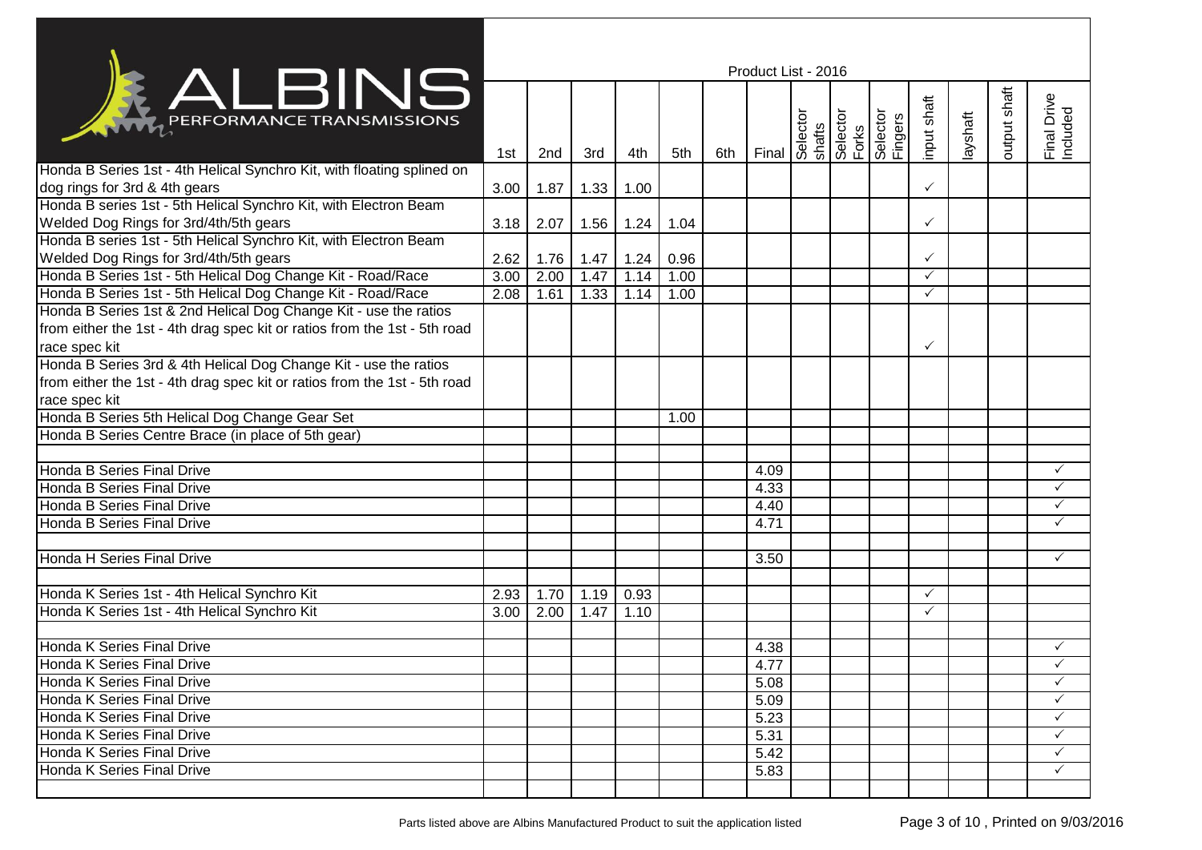# ALBINS PERFORMANCE TRANSMISSIONS

Product List - 2016

| | 1st | 2nd | 3rd | 4th | 5th | 6th | Final | Selector shafts | Selector Forks | Selector Fingers | input shaft | layshaft | output shaft | Final Drive Included |
|---|---|---|---|---|---|---|---|---|---|---|---|---|---|---|
| Honda B Series 1st - 4th Helical Synchro Kit, with floating splined on dog rings for 3rd & 4th gears | 3.00 | 1.87 | 1.33 | 1.00 | | | | | | | ✓ | | | |
| Honda B series 1st - 5th Helical Synchro Kit, with Electron Beam Welded Dog Rings for 3rd/4th/5th gears | 3.18 | 2.07 | 1.56 | 1.24 | 1.04 | | | | | | ✓ | | | |
| Honda B series 1st - 5th Helical Synchro Kit, with Electron Beam Welded Dog Rings for 3rd/4th/5th gears | 2.62 | 1.76 | 1.47 | 1.24 | 0.96 | | | | | | ✓ | | | |
| Honda B Series 1st - 5th Helical Dog Change Kit - Road/Race | 3.00 | 2.00 | 1.47 | 1.14 | 1.00 | | | | | | ✓ | | | |
| Honda B Series 1st - 5th Helical Dog Change Kit - Road/Race | 2.08 | 1.61 | 1.33 | 1.14 | 1.00 | | | | | | ✓ | | | |
| Honda B Series 1st & 2nd Helical Dog Change Kit - use the ratios from either the 1st - 4th drag spec kit or ratios from the 1st - 5th road race spec kit | | | | | | | | | | | ✓ | | | |
| Honda B Series 3rd & 4th Helical Dog Change Kit - use the ratios from either the 1st - 4th drag spec kit or ratios from the 1st - 5th road race spec kit | | | | | | | | | | | | | | |
| Honda B Series 5th Helical Dog Change Gear Set | | | | | 1.00 | | | | | | | | | |
| Honda B Series Centre Brace (in place of 5th gear) | | | | | | | | | | | | | | |
| | | | | | | | | | | | | | | |
| Honda B Series Final Drive | | | | | | | 4.09 | | | | | | | ✓ |
| Honda B Series Final Drive | | | | | | | 4.33 | | | | | | | ✓ |
| Honda B Series Final Drive | | | | | | | 4.40 | | | | | | | ✓ |
| Honda B Series Final Drive | | | | | | | 4.71 | | | | | | | ✓ |
| | | | | | | | | | | | | | | |
| Honda H Series Final Drive | | | | | | | 3.50 | | | | | | | ✓ |
| | | | | | | | | | | | | | | |
| Honda K Series 1st - 4th Helical Synchro Kit | 2.93 | 1.70 | 1.19 | 0.93 | | | | | | | ✓ | | | |
| Honda K Series 1st - 4th Helical Synchro Kit | 3.00 | 2.00 | 1.47 | 1.10 | | | | | | | ✓ | | | |
| | | | | | | | | | | | | | | |
| Honda K Series Final Drive | | | | | | | 4.38 | | | | | | | ✓ |
| Honda K Series Final Drive | | | | | | | 4.77 | | | | | | | ✓ |
| Honda K Series Final Drive | | | | | | | 5.08 | | | | | | | ✓ |
| Honda K Series Final Drive | | | | | | | 5.09 | | | | | | | ✓ |
| Honda K Series Final Drive | | | | | | | 5.23 | | | | | | | ✓ |
| Honda K Series Final Drive | | | | | | | 5.31 | | | | | | | ✓ |
| Honda K Series Final Drive | | | | | | | 5.42 | | | | | | | ✓ |
| Honda K Series Final Drive | | | | | | | 5.83 | | | | | | | ✓ |

Parts listed above are Albins Manufactured Product to suit the application listed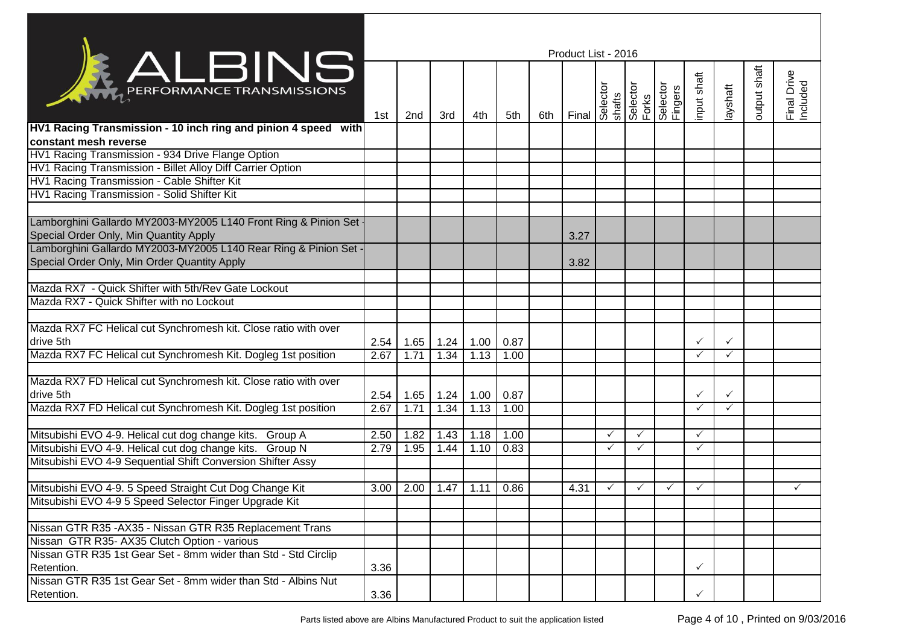Product List - 2016

| | 1st | 2nd | 3rd | 4th | 5th | 6th | Final | Selector shafts | Selector Forks | Selector Fingers | input shaft | layshaft | output shaft | Final Drive Included |
|---|---|---|---|---|---|---|---|---|---|---|---|---|---|---|
| **HV1 Racing Transmission - 10 inch ring and pinion 4 speed with constant mesh reverse** | | | | | | | | | | | | | | |
| HV1 Racing Transmission - 934 Drive Flange Option | | | | | | | | | | | | | | |
| HV1 Racing Transmission - Billet Alloy Diff Carrier Option | | | | | | | | | | | | | | |
| HV1 Racing Transmission - Cable Shifter Kit | | | | | | | | | | | | | | |
| HV1 Racing Transmission - Solid Shifter Kit | | | | | | | | | | | | | | |
| | | | | | | | | | | | | | | |
| Lamborghini Gallardo MY2003-MY2005 L140 Front Ring & Pinion Set - Special Order Only, Min Quantity Apply | | | | | | | 3.27 | | | | | | | |
| Lamborghini Gallardo MY2003-MY2005 L140 Rear Ring & Pinion Set - Special Order Only, Min Order Quantity Apply | | | | | | | 3.82 | | | | | | | |
| | | | | | | | | | | | | | | |
| Mazda RX7 - Quick Shifter with 5th/Rev Gate Lockout | | | | | | | | | | | | | | |
| Mazda RX7 - Quick Shifter with no Lockout | | | | | | | | | | | | | | |
| | | | | | | | | | | | | | | |
| Mazda RX7 FC Helical cut Synchromesh kit. Close ratio with over drive 5th | 2.54 | 1.65 | 1.24 | 1.00 | 0.87 | | | | | | ✓ | ✓ | | |
| Mazda RX7 FC Helical cut Synchromesh Kit. Dogleg 1st position | 2.67 | 1.71 | 1.34 | 1.13 | 1.00 | | | | | | ✓ | ✓ | | |
| | | | | | | | | | | | | | | |
| Mazda RX7 FD Helical cut Synchromesh kit. Close ratio with over drive 5th | 2.54 | 1.65 | 1.24 | 1.00 | 0.87 | | | | | | ✓ | ✓ | | |
| Mazda RX7 FD Helical cut Synchromesh Kit. Dogleg 1st position | 2.67 | 1.71 | 1.34 | 1.13 | 1.00 | | | | | | ✓ | ✓ | | |
| | | | | | | | | | | | | | | |
| Mitsubishi EVO 4-9. Helical cut dog change kits. Group A | 2.50 | 1.82 | 1.43 | 1.18 | 1.00 | | | ✓ | ✓ | | ✓ | | | |
| Mitsubishi EVO 4-9. Helical cut dog change kits. Group N | 2.79 | 1.95 | 1.44 | 1.10 | 0.83 | | | ✓ | ✓ | | ✓ | | | |
| Mitsubishi EVO 4-9 Sequential Shift Conversion Shifter Assy | | | | | | | | | | | | | | |
| | | | | | | | | | | | | | | |
| Mitsubishi EVO 4-9. 5 Speed Straight Cut Dog Change Kit | 3.00 | 2.00 | 1.47 | 1.11 | 0.86 | | 4.31 | ✓ | ✓ | ✓ | ✓ | | | ✓ |
| Mitsubishi EVO 4-9 5 Speed Selector Finger Upgrade Kit | | | | | | | | | | | | | | |
| | | | | | | | | | | | | | | |
| Nissan GTR R35 -AX35 - Nissan GTR R35 Replacement Trans | | | | | | | | | | | | | | |
| Nissan GTR R35- AX35 Clutch Option - various | | | | | | | | | | | | | | |
| Nissan GTR R35 1st Gear Set - 8mm wider than Std - Std Circlip Retention. | 3.36 | | | | | | | | | | ✓ | | | |
| Nissan GTR R35 1st Gear Set - 8mm wider than Std - Albins Nut Retention. | 3.36 | | | | | | | | | | ✓ | | | |

Parts listed above are Albins Manufactured Product to suit the application listed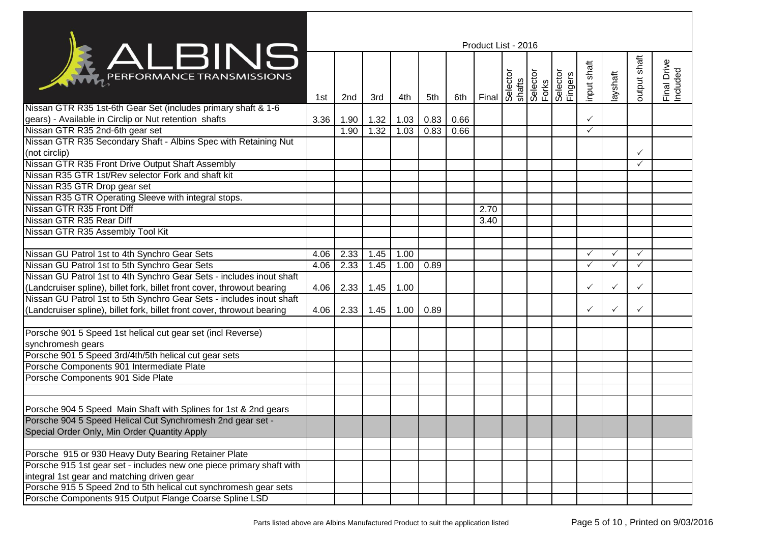# ALBINS PERFORMANCE TRANSMISSIONS

Product List - 2016

| | 1st | 2nd | 3rd | 4th | 5th | 6th | Final | Selector shafts | Selector Forks | Selector Fingers | input shaft | layshaft | output shaft | Final Drive Included |
|---|---|---|---|---|---|---|---|---|---|---|---|---|---|---|
| Nissan GTR R35 1st-6th Gear Set (includes primary shaft & 1-6 gears) - Available in Circlip or Nut retention shafts | 3.36 | 1.90 | 1.32 | 1.03 | 0.83 | 0.66 | | | | | ✓ | | | |
| Nissan GTR R35 2nd-6th gear set | | 1.90 | 1.32 | 1.03 | 0.83 | 0.66 | | | | | ✓ | | | |
| Nissan GTR R35 Secondary Shaft - Albins Spec with Retaining Nut (not circlip) | | | | | | | | | | | | | ✓ | |
| Nissan GTR R35 Front Drive Output Shaft Assembly | | | | | | | | | | | | | ✓ | |
| Nissan R35 GTR 1st/Rev selector Fork and shaft kit | | | | | | | | | | | | | | |
| Nissan R35 GTR Drop gear set | | | | | | | | | | | | | | |
| Nissan R35 GTR Operating Sleeve with integral stops. | | | | | | | | | | | | | | |
| Nissan GTR R35 Front Diff | | | | | | | 2.70 | | | | | | | |
| Nissan GTR R35 Rear Diff | | | | | | | 3.40 | | | | | | | |
| Nissan GTR R35 Assembly Tool Kit | | | | | | | | | | | | | | |
| | | | | | | | | | | | | | | |
| Nissan GU Patrol 1st to 4th Synchro Gear Sets | 4.06 | 2.33 | 1.45 | 1.00 | | | | | | | ✓ | ✓ | ✓ | |
| Nissan GU Patrol 1st to 5th Synchro Gear Sets | 4.06 | 2.33 | 1.45 | 1.00 | 0.89 | | | | | | ✓ | ✓ | ✓ | |
| Nissan GU Patrol 1st to 4th Synchro Gear Sets - includes inout shaft (Landcruiser spline), billet fork, billet front cover, throwout bearing | 4.06 | 2.33 | 1.45 | 1.00 | | | | | | | ✓ | ✓ | ✓ | |
| Nissan GU Patrol 1st to 5th Synchro Gear Sets - includes inout shaft (Landcruiser spline), billet fork, billet front cover, throwout bearing | 4.06 | 2.33 | 1.45 | 1.00 | 0.89 | | | | | | ✓ | ✓ | ✓ | |
| | | | | | | | | | | | | | | |
| Porsche 901 5 Speed 1st helical cut gear set (incl Reverse) synchromesh gears | | | | | | | | | | | | | | |
| Porsche 901 5 Speed 3rd/4th/5th helical cut gear sets | | | | | | | | | | | | | | |
| Porsche Components 901 Intermediate Plate | | | | | | | | | | | | | | |
| Porsche Components 901 Side Plate | | | | | | | | | | | | | | |
| | | | | | | | | | | | | | | |
| Porsche 904 5 Speed Main Shaft with Splines for 1st & 2nd gears | | | | | | | | | | | | | | |
| Porsche 904 5 Speed Helical Cut Synchromesh 2nd gear set - Special Order Only, Min Order Quantity Apply | | | | | | | | | | | | | | |
| | | | | | | | | | | | | | | |
| Porsche 915 or 930 Heavy Duty Bearing Retainer Plate | | | | | | | | | | | | | | |
| Porsche 915 1st gear set - includes new one piece primary shaft with integral 1st gear and matching driven gear | | | | | | | | | | | | | | |
| Porsche 915 5 Speed 2nd to 5th helical cut synchromesh gear sets | | | | | | | | | | | | | | |
| Porsche Components 915 Output Flange Coarse Spline LSD | | | | | | | | | | | | | | |

Parts listed above are Albins Manufactured Product to suit the application listed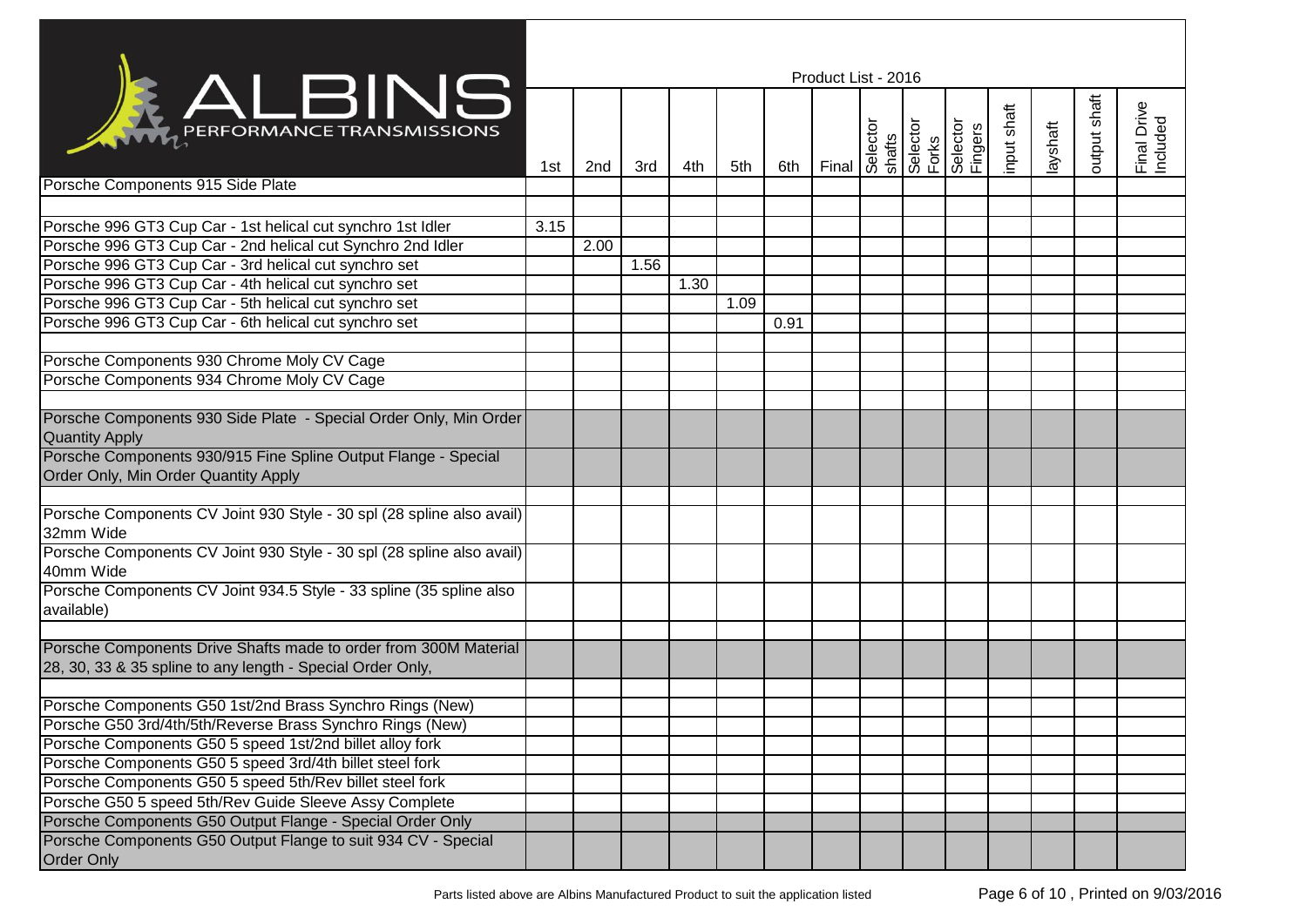ALBINS PERFORMANCE TRANSMISSIONS

Product List - 2016

| | 1st | 2nd | 3rd | 4th | 5th | 6th | Final | Selector shafts | Selector Forks | Selector Fingers | input shaft | layshaft | output shaft | Final Drive Included |
|---|---|---|---|---|---|---|---|---|---|---|---|---|---|---|
| Porsche Components 915 Side Plate | | | | | | | | | | | | | | |
| | | | | | | | | | | | | | | |
| Porsche 996 GT3 Cup Car - 1st helical cut synchro 1st Idler | 3.15 | | | | | | | | | | | | | |
| Porsche 996 GT3 Cup Car - 2nd helical cut Synchro 2nd Idler | | 2.00 | | | | | | | | | | | | |
| Porsche 996 GT3 Cup Car - 3rd helical cut synchro set | | | 1.56 | | | | | | | | | | | |
| Porsche 996 GT3 Cup Car - 4th helical cut synchro set | | | | 1.30 | | | | | | | | | | |
| Porsche 996 GT3 Cup Car - 5th helical cut synchro set | | | | | 1.09 | | | | | | | | | |
| Porsche 996 GT3 Cup Car - 6th helical cut synchro set | | | | | | 0.91 | | | | | | | | |
| | | | | | | | | | | | | | | |
| Porsche Components 930 Chrome Moly CV Cage | | | | | | | | | | | | | | |
| Porsche Components 934 Chrome Moly CV Cage | | | | | | | | | | | | | | |
| | | | | | | | | | | | | | | |
| Porsche Components 930 Side Plate - Special Order Only, Min Order Quantity Apply | | | | | | | | | | | | | | |
| Porsche Components 930/915 Fine Spline Output Flange - Special Order Only, Min Order Quantity Apply | | | | | | | | | | | | | | |
| | | | | | | | | | | | | | | |
| Porsche Components CV Joint 930 Style - 30 spl (28 spline also avail) 32mm Wide | | | | | | | | | | | | | | |
| Porsche Components CV Joint 930 Style - 30 spl (28 spline also avail) 40mm Wide | | | | | | | | | | | | | | |
| Porsche Components CV Joint 934.5 Style - 33 spline (35 spline also available) | | | | | | | | | | | | | | |
| | | | | | | | | | | | | | | |
| Porsche Components Drive Shafts made to order from 300M Material 28, 30, 33 & 35 spline to any length - Special Order Only, | | | | | | | | | | | | | | |
| | | | | | | | | | | | | | | |
| Porsche Components G50 1st/2nd Brass Synchro Rings (New) | | | | | | | | | | | | | | |
| Porsche G50 3rd/4th/5th/Reverse Brass Synchro Rings (New) | | | | | | | | | | | | | | |
| Porsche Components G50 5 speed 1st/2nd billet alloy fork | | | | | | | | | | | | | | |
| Porsche Components G50 5 speed 3rd/4th billet steel fork | | | | | | | | | | | | | | |
| Porsche Components G50 5 speed 5th/Rev billet steel fork | | | | | | | | | | | | | | |
| Porsche G50 5 speed 5th/Rev Guide Sleeve Assy Complete | | | | | | | | | | | | | | |
| Porsche Components G50 Output Flange - Special Order Only | | | | | | | | | | | | | | |
| Porsche Components G50 Output Flange to suit 934 CV - Special Order Only | | | | | | | | | | | | | | |

Parts listed above are Albins Manufactured Product to suit the application listed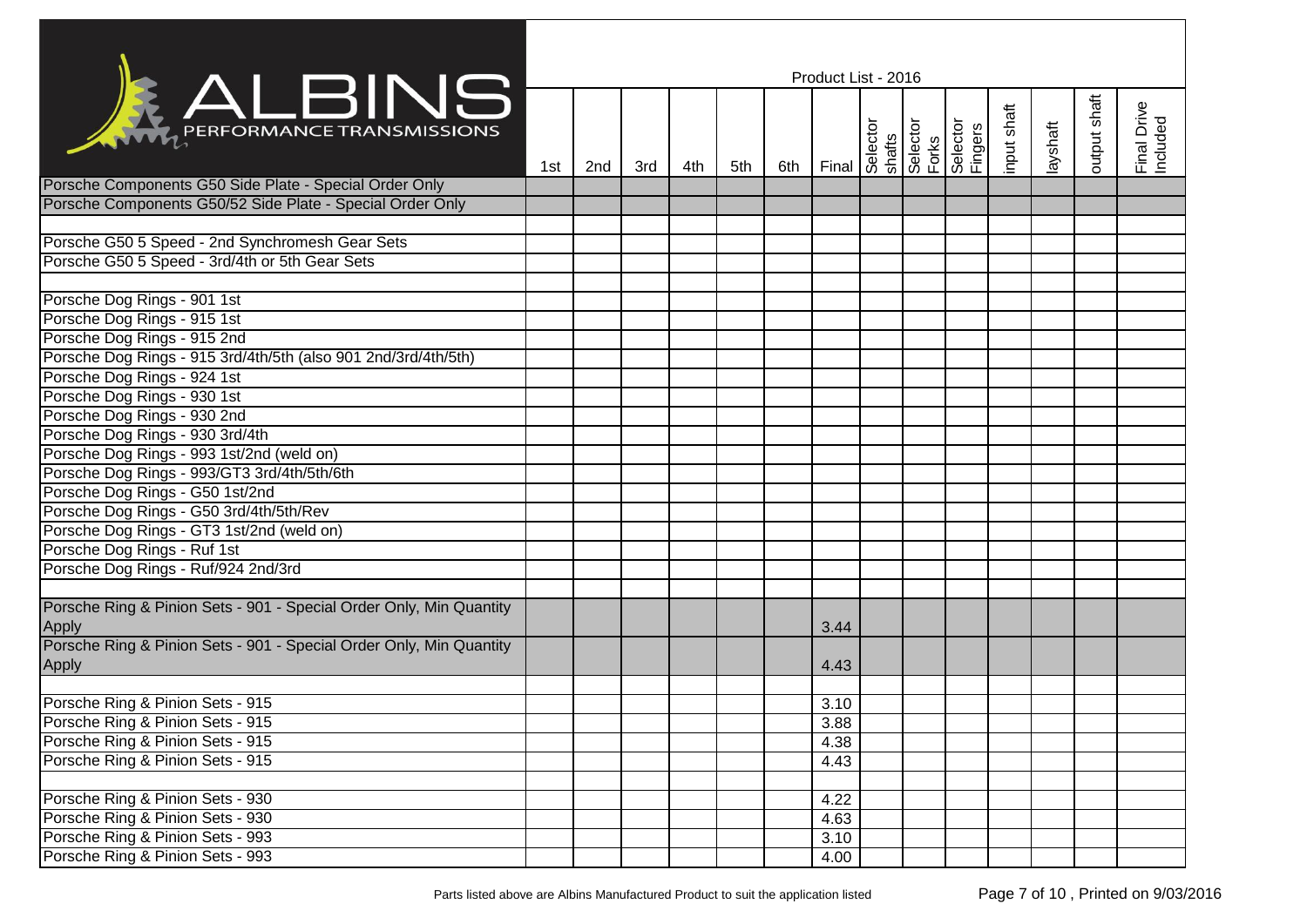# ALBINS PERFORMANCE TRANSMISSIONS

Product List - 2016

| | 1st | 2nd | 3rd | 4th | 5th | 6th | Final | Selector shafts | Selector Forks | Selector Fingers | input shaft | layshaft | output shaft | Final Drive Included |
|---|---|---|---|---|---|---|---|---|---|---|---|---|---|---|
| Porsche Components G50 Side Plate - Special Order Only | | | | | | | | | | | | | | |
| Porsche Components G50/52 Side Plate - Special Order Only | | | | | | | | | | | | | | |
| | | | | | | | | | | | | | | |
| Porsche G50 5 Speed - 2nd Synchromesh Gear Sets | | | | | | | | | | | | | | |
| Porsche G50 5 Speed - 3rd/4th or 5th Gear Sets | | | | | | | | | | | | | | |
| | | | | | | | | | | | | | | |
| Porsche Dog Rings - 901 1st | | | | | | | | | | | | | | |
| Porsche Dog Rings - 915 1st | | | | | | | | | | | | | | |
| Porsche Dog Rings - 915 2nd | | | | | | | | | | | | | | |
| Porsche Dog Rings - 915 3rd/4th/5th (also 901 2nd/3rd/4th/5th) | | | | | | | | | | | | | | |
| Porsche Dog Rings - 924 1st | | | | | | | | | | | | | | |
| Porsche Dog Rings - 930 1st | | | | | | | | | | | | | | |
| Porsche Dog Rings - 930 2nd | | | | | | | | | | | | | | |
| Porsche Dog Rings - 930 3rd/4th | | | | | | | | | | | | | | |
| Porsche Dog Rings - 993 1st/2nd (weld on) | | | | | | | | | | | | | | |
| Porsche Dog Rings - 993/GT3 3rd/4th/5th/6th | | | | | | | | | | | | | | |
| Porsche Dog Rings - G50 1st/2nd | | | | | | | | | | | | | | |
| Porsche Dog Rings - G50 3rd/4th/5th/Rev | | | | | | | | | | | | | | |
| Porsche Dog Rings - GT3 1st/2nd (weld on) | | | | | | | | | | | | | | |
| Porsche Dog Rings - Ruf 1st | | | | | | | | | | | | | | |
| Porsche Dog Rings - Ruf/924 2nd/3rd | | | | | | | | | | | | | | |
| | | | | | | | | | | | | | | |
| Porsche Ring & Pinion Sets - 901 - Special Order Only, Min Quantity Apply | | | | | | | 3.44 | | | | | | | |
| Porsche Ring & Pinion Sets - 901 - Special Order Only, Min Quantity Apply | | | | | | | 4.43 | | | | | | | |
| | | | | | | | | | | | | | | |
| Porsche Ring & Pinion Sets - 915 | | | | | | | 3.10 | | | | | | | |
| Porsche Ring & Pinion Sets - 915 | | | | | | | 3.88 | | | | | | | |
| Porsche Ring & Pinion Sets - 915 | | | | | | | 4.38 | | | | | | | |
| Porsche Ring & Pinion Sets - 915 | | | | | | | 4.43 | | | | | | | |
| | | | | | | | | | | | | | | |
| Porsche Ring & Pinion Sets - 930 | | | | | | | 4.22 | | | | | | | |
| Porsche Ring & Pinion Sets - 930 | | | | | | | 4.63 | | | | | | | |
| Porsche Ring & Pinion Sets - 993 | | | | | | | 3.10 | | | | | | | |
| Porsche Ring & Pinion Sets - 993 | | | | | | | 4.00 | | | | | | | |

Parts listed above are Albins Manufactured Product to suit the application listed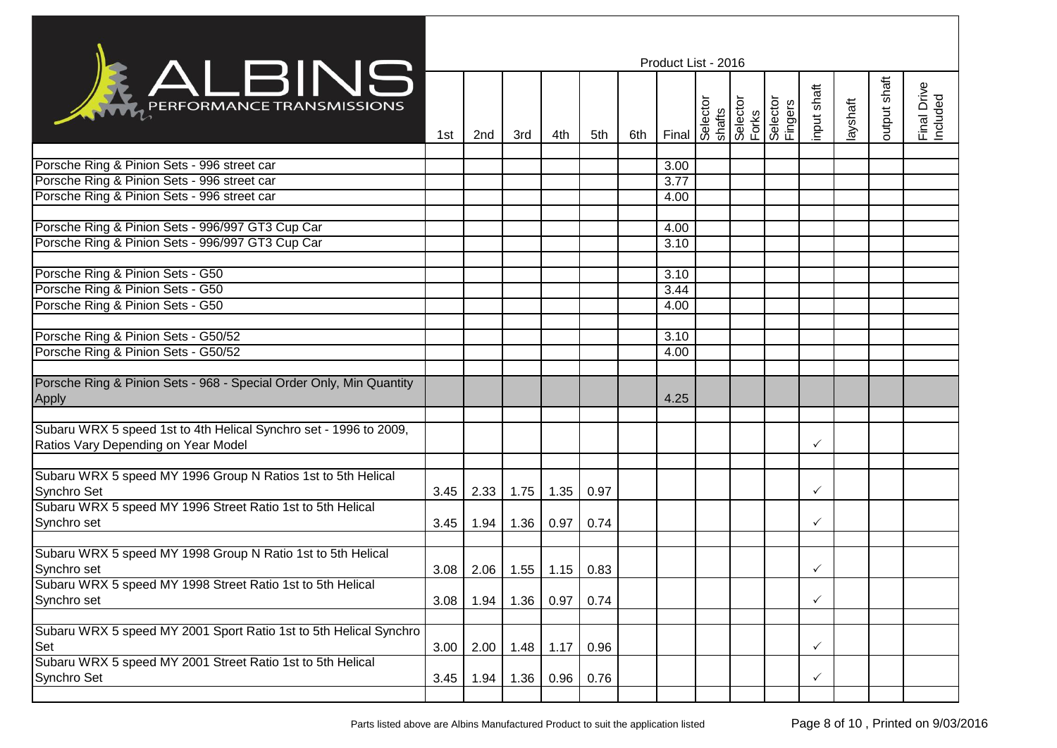# ALBINS PERFORMANCE TRANSMISSIONS

Product List - 2016

| | 1st | 2nd | 3rd | 4th | 5th | 6th | Final | Selector shafts | Selector Forks | Selector Fingers | input shaft | layshaft | output shaft | Final Drive Included |
|---|---|---|---|---|---|---|---|---|---|---|---|---|---|---|
| Porsche Ring & Pinion Sets - 996 street car | | | | | | | 3.00 | | | | | | | |
| Porsche Ring & Pinion Sets - 996 street car | | | | | | | 3.77 | | | | | | | |
| Porsche Ring & Pinion Sets - 996 street car | | | | | | | 4.00 | | | | | | | |
| Porsche Ring & Pinion Sets - 996/997 GT3 Cup Car | | | | | | | 4.00 | | | | | | | |
| Porsche Ring & Pinion Sets - 996/997 GT3 Cup Car | | | | | | | 3.10 | | | | | | | |
| Porsche Ring & Pinion Sets - G50 | | | | | | | 3.10 | | | | | | | |
| Porsche Ring & Pinion Sets - G50 | | | | | | | 3.44 | | | | | | | |
| Porsche Ring & Pinion Sets - G50 | | | | | | | 4.00 | | | | | | | |
| Porsche Ring & Pinion Sets - G50/52 | | | | | | | 3.10 | | | | | | | |
| Porsche Ring & Pinion Sets - G50/52 | | | | | | | 4.00 | | | | | | | |
| Porsche Ring & Pinion Sets - 968 - Special Order Only, Min Quantity Apply | | | | | | | 4.25 | | | | | | | |
| Subaru WRX 5 speed 1st to 4th Helical Synchro set - 1996 to 2009, Ratios Vary Depending on Year Model | | | | | | | | | | | ✓ | | | |
| Subaru WRX 5 speed MY 1996 Group N Ratios 1st to 5th Helical Synchro Set | 3.45 | 2.33 | 1.75 | 1.35 | 0.97 | | | | | | ✓ | | | |
| Subaru WRX 5 speed MY 1996 Street Ratio 1st to 5th Helical Synchro set | 3.45 | 1.94 | 1.36 | 0.97 | 0.74 | | | | | | ✓ | | | |
| Subaru WRX 5 speed MY 1998 Group N Ratio 1st to 5th Helical Synchro set | 3.08 | 2.06 | 1.55 | 1.15 | 0.83 | | | | | | ✓ | | | |
| Subaru WRX 5 speed MY 1998 Street Ratio 1st to 5th Helical Synchro set | 3.08 | 1.94 | 1.36 | 0.97 | 0.74 | | | | | | ✓ | | | |
| Subaru WRX 5 speed MY 2001 Sport Ratio 1st to 5th Helical Synchro Set | 3.00 | 2.00 | 1.48 | 1.17 | 0.96 | | | | | | ✓ | | | |
| Subaru WRX 5 speed MY 2001 Street Ratio 1st to 5th Helical Synchro Set | 3.45 | 1.94 | 1.36 | 0.96 | 0.76 | | | | | | ✓ | | | |

Parts listed above are Albins Manufactured Product to suit the application listed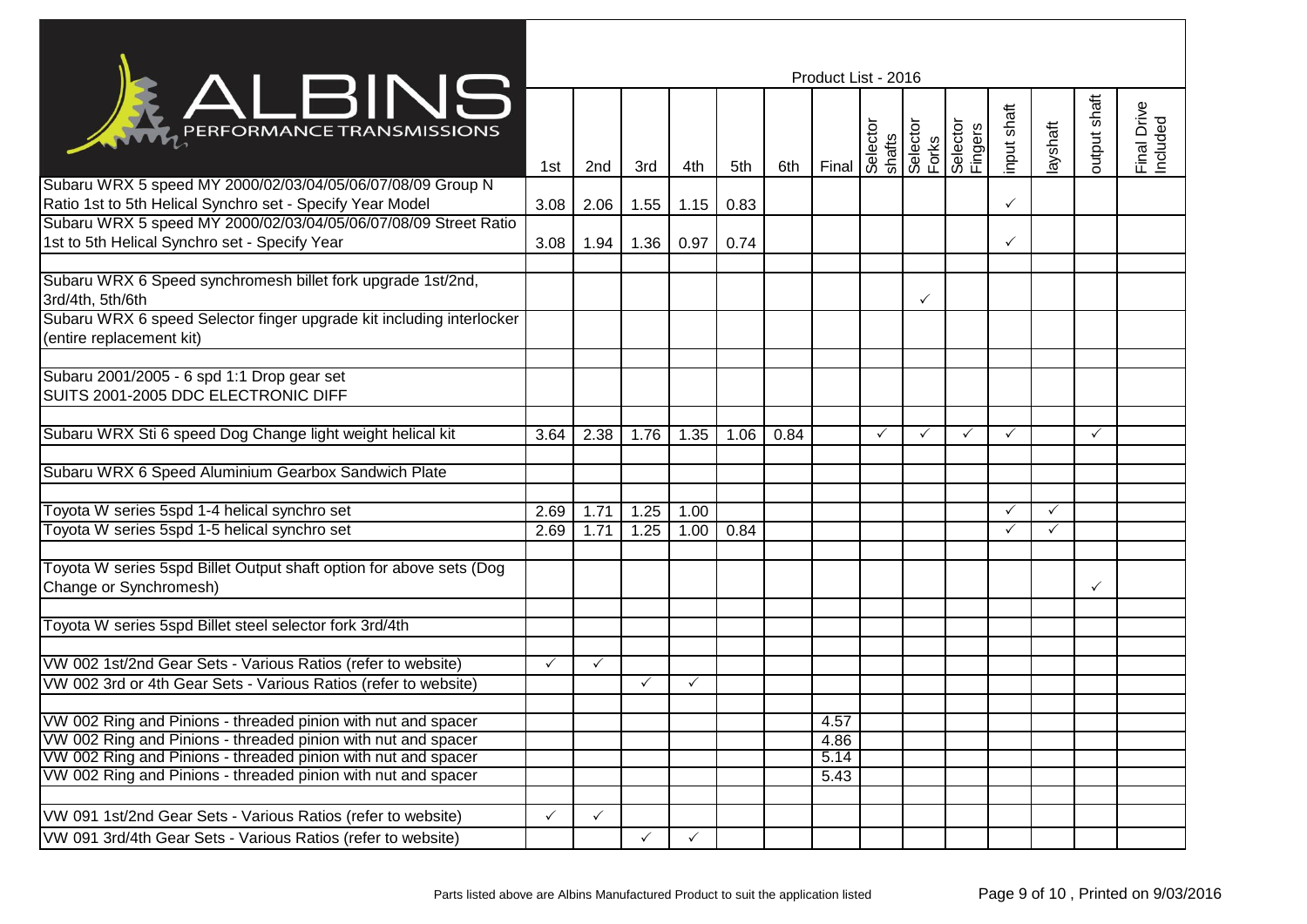# ALBINS PERFORMANCE TRANSMISSIONS

Product List - 2016

| | 1st | 2nd | 3rd | 4th | 5th | 6th | Final | Selector shafts | Selector Forks | Selector Fingers | input shaft | layshaft | output shaft | Final Drive Included |
|---|---|---|---|---|---|---|---|---|---|---|---|---|---|---|
| Subaru WRX 5 speed MY 2000/02/03/04/05/06/07/08/09 Group N Ratio 1st to 5th Helical Synchro set - Specify Year Model | 3.08 | 2.06 | 1.55 | 1.15 | 0.83 | | | | | | ✓ | | | |
| Subaru WRX 5 speed MY 2000/02/03/04/05/06/07/08/09 Street Ratio 1st to 5th Helical Synchro set - Specify Year | 3.08 | 1.94 | 1.36 | 0.97 | 0.74 | | | | | | ✓ | | | |
| | | | | | | | | | | | | | | |
| Subaru WRX 6 Speed synchromesh billet fork upgrade 1st/2nd, 3rd/4th, 5th/6th | | | | | | | | | ✓ | | | | | |
| Subaru WRX 6 speed Selector finger upgrade kit including interlocker (entire replacement kit) | | | | | | | | | | | | | | |
| | | | | | | | | | | | | | | |
| Subaru 2001/2005 - 6 spd 1:1 Drop gear set SUITS 2001-2005 DDC ELECTRONIC DIFF | | | | | | | | | | | | | | |
| | | | | | | | | | | | | | | |
| Subaru WRX Sti 6 speed Dog Change light weight helical kit | 3.64 | 2.38 | 1.76 | 1.35 | 1.06 | 0.84 | | ✓ | ✓ | ✓ | ✓ | | ✓ | |
| | | | | | | | | | | | | | | |
| Subaru WRX 6 Speed Aluminium Gearbox Sandwich Plate | | | | | | | | | | | | | | |
| | | | | | | | | | | | | | | |
| Toyota W series 5spd 1-4 helical synchro set | 2.69 | 1.71 | 1.25 | 1.00 | | | | | | | ✓ | ✓ | | |
| Toyota W series 5spd 1-5 helical synchro set | 2.69 | 1.71 | 1.25 | 1.00 | 0.84 | | | | | | ✓ | ✓ | | |
| | | | | | | | | | | | | | | |
| Toyota W series 5spd Billet Output shaft option for above sets (Dog Change or Synchromesh) | | | | | | | | | | | | | ✓ | |
| | | | | | | | | | | | | | | |
| Toyota W series 5spd Billet steel selector fork 3rd/4th | | | | | | | | | | | | | | |
| | | | | | | | | | | | | | | |
| VW 002 1st/2nd Gear Sets - Various Ratios (refer to website) | ✓ | ✓ | | | | | | | | | | | | |
| VW 002 3rd or 4th Gear Sets - Various Ratios (refer to website) | | | ✓ | ✓ | | | | | | | | | | |
| | | | | | | | | | | | | | | |
| VW 002 Ring and Pinions - threaded pinion with nut and spacer | | | | | | | 4.57 | | | | | | | |
| VW 002 Ring and Pinions - threaded pinion with nut and spacer | | | | | | | 4.86 | | | | | | | |
| VW 002 Ring and Pinions - threaded pinion with nut and spacer | | | | | | | 5.14 | | | | | | | |
| VW 002 Ring and Pinions - threaded pinion with nut and spacer | | | | | | | 5.43 | | | | | | | |
| | | | | | | | | | | | | | | |
| VW 091 1st/2nd Gear Sets - Various Ratios (refer to website) | ✓ | ✓ | | | | | | | | | | | | |
| VW 091 3rd/4th Gear Sets - Various Ratios (refer to website) | | | ✓ | ✓ | | | | | | | | | | |

Parts listed above are Albins Manufactured Product to suit the application listed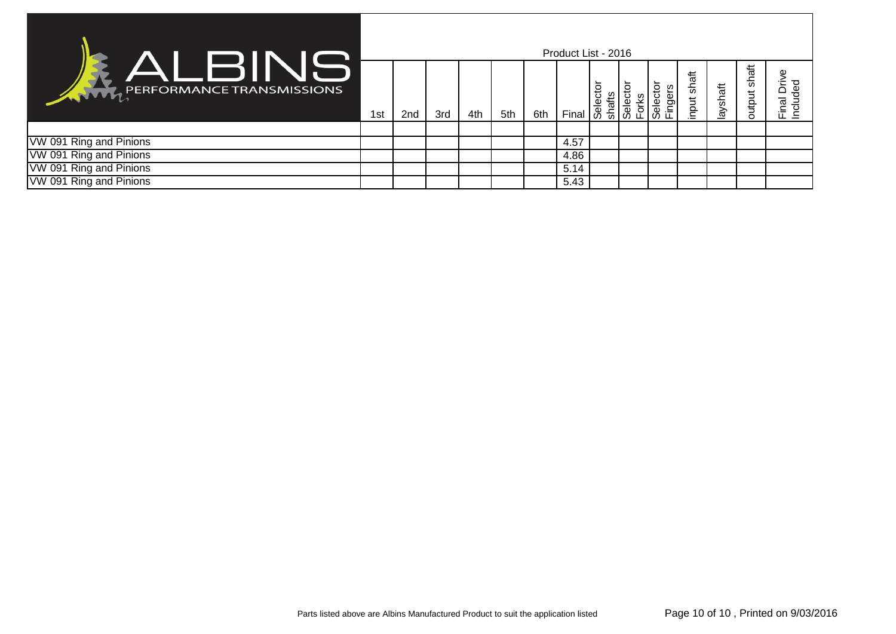# Product List - 2016

| ALBINS PERFORMANCE TRANSMISSIONS | 1st | 2nd | 3rd | 4th | 5th | 6th | Final | Selector shafts | Selector Forks | Selector Fingers | input shaft | layshaft | output shaft | Final Drive Included |
|---|---|---|---|---|---|---|---|---|---|---|---|---|---|---|
| | | | | | | | | | | | | | | |
| VW 091 Ring and Pinions | | | | | | | 4.57 | | | | | | | |
| VW 091 Ring and Pinions | | | | | | | 4.86 | | | | | | | |
| VW 091 Ring and Pinions | | | | | | | 5.14 | | | | | | | |
| VW 091 Ring and Pinions | | | | | | | 5.43 | | | | | | | |

Parts listed above are Albins Manufactured Product to suit the application listed